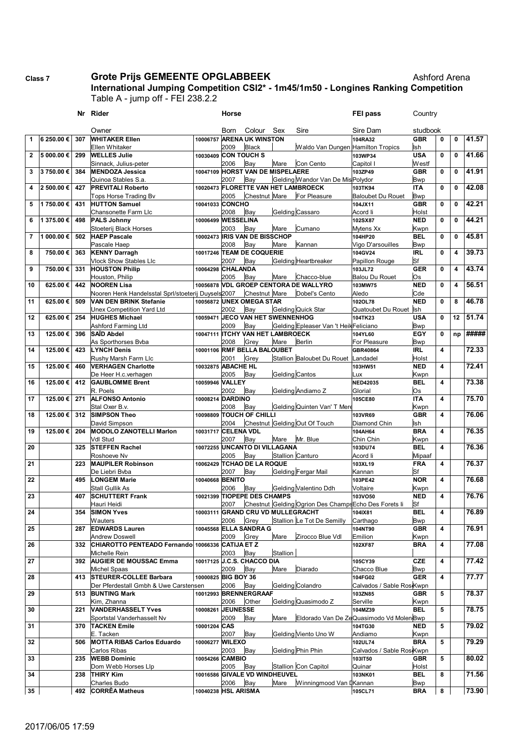Class 7

# Grote Prijs GEMEENTE OPGLABBEEK

Ashford Arena

## International Jumping Competition CSI2* - 1m45/1m50 - Longines Ranking Competition

Table A - jump off - FEI 238.2.2

| | | Nr | Rider / Owner | FEI pass | Horse / Born | Colour | Sex | Sire | FEI pass / Sire Dam | Country / studbook | | | |
|---|---|---|---|---|---|---|---|---|---|---|---|---|---|
| 1 | 6 250.00 € | 307 | **WHITAKER Ellen** | 10006757 | **ARENA UK WINSTON** | | | | 104RA32 | GBR | 0 | 0 | 41.57 |
| | | | Ellen Whitaker | | 2009 | Black | | Waldo Van Dungen | Hamilton Tropics | Ish | | | |
| 2 | 5 000.00 € | 299 | **WELLES Julie** | 10030409 | **CON TOUCH S** | | | | 103WP34 | USA | 0 | 0 | 41.66 |
| | | | Sinnack, Julius-peter | | 2006 | Bay | Mare | Con Cento | Capitol I | Westf | | | |
| 3 | 3 750.00 € | 384 | **MENDOZA Jessica** | 10047109 | **HORST VAN DE MISPELAERE** | | | | 103ZP49 | GBR | 0 | 0 | 41.91 |
| | | | Quinoa Stables S.a. | | 2007 | Bay | Gelding | Wandor Van De Mis | Polydor | Bwp | | | |
| 4 | 2 500.00 € | 427 | **PREVITALI Roberto** | 10020473 | **FLORETTE VAN HET LAMBROECK** | | | | 103TK94 | ITA | 0 | 0 | 42.08 |
| | | | Tops Horse Trading Bv | | 2005 | Chestnut | Mare | For Pleasure | Baloubet Du Rouet | Bwp | | | |
| 5 | 1 750.00 € | 431 | **HUTTON Samuel** | 10041033 | **CONCHO** | | | | 104JX11 | GBR | 0 | 0 | 42.21 |
| | | | Chansonette Farm Llc | | 2008 | Bay | Gelding | Cassaro | Acord Ii | Holst | | | |
| 6 | 1 375.00 € | 498 | **PALS Johnny** | 10006499 | **WESSELINA** | | | | 102SX87 | NED | 0 | 0 | 44.21 |
| | | | Stoeterij Black Horses | | 2003 | Bay | Mare | Cumano | Mytens Xx | Kwpn | | | |
| 7 | 1 000.00 € | 502 | **HAEP Pascale** | 10002473 | **IRIS VAN DE BISSCHOP** | | | | 104HP20 | BEL | 0 | 0 | 45.81 |
| | | | Pascale Haep | | 2008 | Bay | Mare | Kannan | Vigo D'arsouilles | Bwp | | | |
| 8 | 750.00 € | 363 | **KENNY Darragh** | 10017246 | **TEAM DE COQUERIE** | | | | 104GV24 | IRL | 0 | 4 | 39.73 |
| | | | Vlock Show Stables Llc | | 2007 | Bay | Gelding | Heartbreaker | Papillon Rouge | Sf | | | |
| 9 | 750.00 € | 331 | **HOUSTON Philip** | 10064298 | **CHALANDA** | | | | 103JL72 | GER | 0 | 4 | 43.74 |
| | | | Houston, Philip | | 2005 | Bay | Mare | Chacco-blue | Balou Du Rouet | Os | | | |
| 10 | 625.00 € | 442 | **NOOREN Lisa** | 10056878 | **VDL GROEP CENTORA DE WALLYRO** | | | | 103MW75 | NED | 0 | 4 | 56.51 |
| | | | Nooren Henk Handelsstal Sprl/stoeterij Duysels | | 2007 | Chestnut | Mare | Dobel's Cento | Aledo | Cde | | | |
| 11 | 625.00 € | 509 | **VAN DEN BRINK Stefanie** | 10056872 | **UNEX OMEGA STAR** | | | | 102OL78 | NED | 0 | 8 | 46.78 |
| | | | Unex Competition Yard Ltd | | 2002 | Bay | Gelding | Quick Star | Quatoubet Du Rouet | Ish | | | |
| 12 | 625.00 € | 254 | **HUGHES Michael** | 10059471 | **JECO VAN HET SWENNENHOG** | | | | 104TK23 | USA | 0 | 12 | 51.74 |
| | | | Ashford Farming Ltd | | 2009 | Bay | Gelding | Epleaser Van 't Heik | Feliciano | Bwp | | | |
| 13 | 125.00 € | 396 | **SAÏD Abdel** | 10047111 | **ITCHY VAN HET LAMBROECK** | | | | 104YL60 | EGY | 0 | np | ##### |
| | | | As Sporthorses Bvba | | 2008 | Grey | Mare | Berlin | For Pleasure | Bwp | | | |
| 14 | 125.00 € | 423 | **LYNCH Denis** | 10001106 | **RMF BELLA BALOUBET** | | | | GBR40864 | IRL | 4 | | 72.33 |
| | | | Rushy Marsh Farm Llc | | 2001 | Grey | Stallion | Baloubet Du Rouet | Landadel | Holst | | | |
| 15 | 125.00 € | 460 | **VERHAGEN Charlotte** | 10032875 | **ABACHE HL** | | | | 103HW51 | NED | 4 | | 72.41 |
| | | | De Heer H.c.verhagen | | 2005 | Bay | Gelding | Cantos | Lux | Kwpn | | | |
| 16 | 125.00 € | 412 | **GAUBLOMME Brent** | 10059946 | **VALLEY** | | | | NED42035 | BEL | 4 | | 73.38 |
| | | | R. Poels | | 2002 | Bay | Gelding | Andiamo Z | Glorial | Os | | | |
| 17 | 125.00 € | 271 | **ALFONSO Antonio** | 10008214 | **DARDINO** | | | | 105CE80 | ITA | 4 | | 75.70 |
| | | | Stal Oxer B.v. | | 2008 | Bay | Gelding | Quinten Van' T Mere | | Kwpn | | | |
| 18 | 125.00 € | 312 | **SIMPSON Theo** | 10098809 | **TOUCH OF CHILLI** | | | | 103VR69 | GBR | 4 | | 76.06 |
| | | | David Simpson | | 2004 | Chestnut | Gelding | Out Of Touch | Diamond Chin | Ish | | | |
| 19 | 125.00 € | 204 | **MODOLO ZANOTELLI Marlon** | 10031717 | **CELENA VDL** | | | | 104AH64 | BRA | 4 | | 76.35 |
| | | | Vdl Stud | | 2007 | Bay | Mare | Mr. Blue | Chin Chin | Kwpn | | | |
| 20 | | 325 | **STEFFEN Rachel** | 10072255 | **UNCANTO DI VILLAGANA** | | | | 103DU74 | BEL | 4 | | 76.36 |
| | | | Roshoeve Nv | | 2005 | Bay | Stallion | Canturo | Acord Ii | Mipaaf | | | |
| 21 | | 223 | **MAUPILER Robinson** | 10062429 | **TCHAO DE LA ROQUE** | | | | 103XL19 | FRA | 4 | | 76.37 |
| | | | De Liebri Bvba | | 2007 | Bay | Gelding | Fergar Mail | Kannan | Sf | | | |
| 22 | | 495 | **LONGEM Marie** | 10040668 | **BENITO** | | | | 103PE42 | NOR | 4 | | 76.68 |
| | | | Stall Gullik As | | 2006 | Bay | Gelding | Valentino Ddh | Voltaire | Kwpn | | | |
| 23 | | 407 | **SCHUTTERT Frank** | 10021399 | **TIOPEPE DES CHAMPS** | | | | 103VO50 | NED | 4 | | 76.76 |
| | | | Hauri Heidi | | 2007 | Chestnut | Gelding | Ogrion Des Champs | Echo Des Forets Ii | Sf | | | |
| 24 | | 354 | **SIMON Yves** | 10003111 | **GRAND CRU VD MULLEGRACHT** | | | | 104IX81 | BEL | 4 | | 76.89 |
| | | | Wauters | | 2006 | Grey | Stallion | Le Tot De Semilly | Carthago | Bwp | | | |
| 25 | | 287 | **EDWARDS Lauren** | 10045568 | **ELLA SANDRA G** | | | | 104NT90 | GBR | 4 | | 76.91 |
| | | | Andrew Doswell | | 2009 | Grey | Mare | Zirocco Blue Vdl | Emilion | Kwpn | | | |
| 26 | | 332 | **CHIAROTTO PENTEADO Fernando** | 10066336 | **CATIJA ET Z** | | | | 102XF87 | BRA | 4 | | 77.08 |
| | | | Michelle Rein | | 2003 | Bay | Stallion | | | | | | |
| 27 | | 392 | **AUGIER DE MOUSSAC Emma** | 10017125 | **J.C.S. CHACCO DIA** | | | | 105CY39 | CZE | 4 | | 77.42 |
| | | | Michel Spaas | | 2009 | Bay | Mare | Diarado | Chacco Blue | Bwp | | | |
| 28 | | 413 | **STEURER-COLLEE Barbara** | 10000825 | **BIG BOY 36** | | | | 104FG02 | GER | 4 | | 77.77 |
| | | | Der Pferdestall Gmbh & Uwe Carstensen | | 2006 | Bay | Gelding | Colandro | Calvados / Sable Ros | Kwpn | | | |
| 29 | | 513 | **BUNTING Mark** | 10012993 | **BRENNERGRAAF** | | | | 103ZN85 | GBR | 5 | | 78.37 |
| | | | Kim, Zhanna | | 2006 | Other | Gelding | Quasimodo Z | Serville | Kwpn | | | |
| 30 | | 221 | **VANDERHASSELT Yves** | 10008261 | **JEUNESSE** | | | | 104MZ39 | BEL | 5 | | 78.75 |
| | | | Sportstal Vanderhasselt Nv | | 2009 | Bay | Mare | Eldorado Van De Ze | Quasimodo Vd Molen | Bwp | | | |
| 31 | | 370 | **TACKEN Emile** | 10001204 | **CAS** | | | | 104TG30 | NED | 5 | | 79.02 |
| | | | E. Tacken | | 2007 | Bay | Gelding | Viento Uno W | Andiamo | Kwpn | | | |
| 32 | | 506 | **MOTTA RIBAS Carlos Eduardo** | 10006277 | **WILEXO** | | | | 102UL74 | BRA | 5 | | 79.29 |
| | | | Carlos Ribas | | 2003 | Bay | Gelding | Phin Phin | Calvados / Sable Ros | Kwpn | | | |
| 33 | | 235 | **WEBB Dominic** | 10054266 | **CAMBIO** | | | | 103IT50 | GBR | 5 | | 80.02 |
| | | | Dom Webb Horses Llp | | 2005 | Bay | Stallion | Con Capitol | Quinar | Holst | | | |
| 34 | | 238 | **THIRY Kim** | 10016586 | **GIVALE VD WINDHEUVEL** | | | | 103NK01 | BEL | 8 | | 71.56 |
| | | | Charles Budo | | 2006 | Bay | Mare | Winningmood Van D | Kannan | Bwp | | | |
| 35 | | 492 | **CORRÊA Matheus** | 10040238 | **HSL ARISMA** | | | | 105CL71 | BRA | 8 | | 73.90 |

2017/06/05 17:59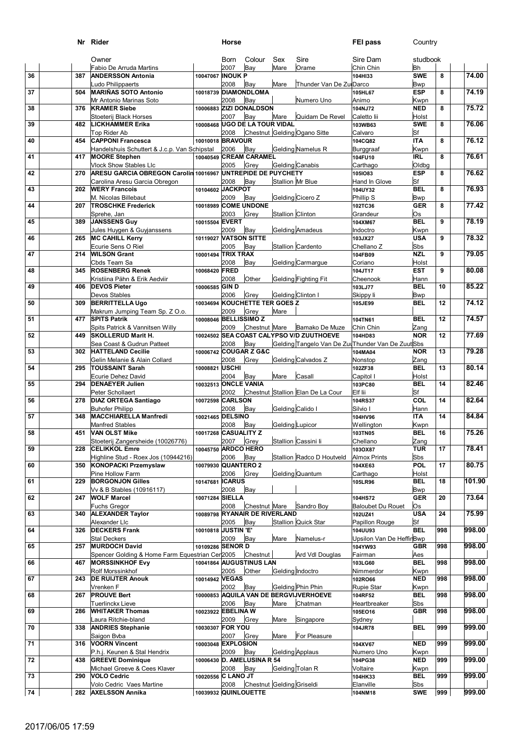| | Nr | Rider | | Horse | | | | | FEI pass | Country | | |
|---|---|---|---|---|---|---|---|---|---|---|---|---|
| | | Owner | | Born | Colour | Sex | Sire | | Sire Dam | studbook | | |
| | | Fabio De Arruda Martins | | 2007 | Bay | Mare | Orame | | Chin Chin | Bh | | |
| 36 | 387 | ANDERSSON Antonia | 10047067 | INOUK P | | | | | 104HI33 | SWE | 8 | 74.00 |
| | | Ludo Philippaerts | | 2008 | Bay | Mare | Thunder Van De Zu | | Darco | Bwp | | |
| 37 | 504 | MARIÑAS SOTO Antonio | 10018739 | DIAMONDLOMA | | | | | 105HL67 | ESP | 8 | 74.19 |
| | | Mr Antonio Marinas Soto | | 2008 | Bay | | Numero Uno | | Animo | Kwpn | | |
| 38 | 376 | KRAMER Siebe | 10006883 | ZIZI DONALDSON | | | | | 104NJ72 | NED | 8 | 75.72 |
| | | Stoeterij Black Horses | | 2007 | Bay | Mare | Quidam De Revel | | Caletto Iii | Holst | | |
| 39 | 482 | LICKHAMMER Erika | 10008468 | UGO DE LA TOUR VIDAL | | | | | 103WB63 | SWE | 8 | 76.06 |
| | | Top Rider Ab | | 2008 | Chestnut | Gelding | Ogano Sitte | | Calvaro | Sf | | |
| 40 | 454 | CAPPONI Francesca | 10010018 | BRAVOUR | | | | | 104CQ82 | ITA | 8 | 76.12 |
| | | Handelshuis Schuttert & J.c.p. Van Schipstal | | 2006 | Bay | Gelding | Namelus R | | Burggraaf | Kwpn | | |
| 41 | 417 | MOORE Stephen | 10040549 | CREAM CARAMEL | | | | | 104FU10 | IRL | 8 | 76.61 |
| | | Vlock Show Stables Llc | | 2005 | Grey | Gelding | Canabis | | Carthago | Oldbg | | |
| 42 | 270 | ARESU GARCIA OBREGON Carolin | 10016967 | UNTREPIDE DE PUYCHETY | | | | | 105IO83 | ESP | 8 | 76.62 |
| | | Carolina Aresu Garcia Obregon | | 2008 | Bay | Stallion | Mr Blue | | Hand In Glove | Sf | | |
| 43 | 202 | WERY Francois | 10104602 | JACKPOT | | | | | 104UY32 | BEL | 8 | 76.93 |
| | | M. Nicolas Billebaut | | 2009 | Bay | Gelding | Cicero Z | | Phillip S | Bwp | | |
| 44 | 207 | TROSCHKE Frederick | 10018989 | COME UNDONE | | | | | 102TC36 | GER | 8 | 77.42 |
| | | Sprehe, Jan | | 2003 | Grey | Stallion | Clinton | | Grandeur | Os | | |
| 45 | 389 | JANSSENS Guy | 10015504 | EVERT | | | | | 104XM67 | BEL | 9 | 78.19 |
| | | Jules Huygen & Guyjanssens | | 2009 | Bay | Gelding | Amadeus | | Indoctro | Kwpn | | |
| 46 | 265 | MC CAHILL Kerry | 10119027 | VATSON SITTE | | | | | 103JX27 | USA | 9 | 78.32 |
| | | Ecurie Sens O Riel | | 2005 | Bay | Stallion | Cardento | | Chellano Z | Sbs | | |
| 47 | 214 | WILSON Grant | 10001494 | TRIX TRAX | | | | | 104FB09 | NZL | 9 | 79.05 |
| | | Cbds Team Sa | | 2008 | Bay | Gelding | Carmargue | | Coriano | Holst | | |
| 48 | 345 | ROSENBERG Renek | 10068420 | FRED | | | | | 104JT17 | EST | 9 | 80.08 |
| | | Kristiina Pähn & Erik Aedviir | | 2008 | Other | Gelding | Fighting Fit | | Cheenook | Hann | | |
| 49 | 406 | DEVOS Pieter | 10006585 | GIN D | | | | | 103LJ77 | BEL | 10 | 85.22 |
| | | Devos Stables | | 2006 | Grey | Gelding | Clinton I | | Skippy Ii | Bwp | | |
| 50 | 309 | BERRITTELLA Ugo | 10034694 | KOUCHETTE TER GOES Z | | | | | 105JE99 | BEL | 12 | 74.12 |
| | | Makrum Jumping Team Sp. Z O.o. | | 2009 | Grey | Mare | | | | | | |
| 51 | 477 | SPITS Patrik | 10008046 | BELLISSIMO Z | | | | | 104TN61 | BEL | 12 | 74.57 |
| | | Spits Patrick & Vannitsen Willy | | 2009 | Chestnut | Mare | Bamako De Muze | | Chin Chin | Zang | | |
| 52 | 449 | SKOLLERUD Marit H. | 10024502 | SEA COAST CALYPSO V/D ZUUTHOEVE | | | | | 104HD83 | NOR | 12 | 77.69 |
| | | Sea Coast & Gudrun Patteet | | 2008 | Bay | Gelding | Tangelo Van De Zu | | Thunder Van De Zuut | Sbs | | |
| 53 | 302 | HATTELAND Cecilie | 10006742 | COUGAR Z G&C | | | | | 104MA04 | NOR | 13 | 79.28 |
| | | Gelin Melanie & Alain Collard | | 2008 | Grey | Gelding | Calvados Z | | Nonstop | Zang | | |
| 54 | 295 | TOUSSAINT Sarah | 10008821 | USCHI | | | | | 102ZF38 | BEL | 13 | 80.14 |
| | | Ecurie Dehez David | | 2004 | Bay | Mare | Casall | | Capitol I | Holst | | |
| 55 | 294 | DENAEYER Julien | 10032513 | ONCLE VANIA | | | | | 103PC80 | BEL | 14 | 82.46 |
| | | Peter Schollaert | | 2002 | Chestnut | Stallion | Elan De La Cour | | Elf Iii | Sf | | |
| 56 | 278 | DIAZ ORTEGA Santiago | 10072598 | CARLSON | | | | | 104RS37 | COL | 14 | 82.64 |
| | | Buhofer Philipp | | 2008 | Bay | Gelding | Calido I | | Silvio I | Hann | | |
| 57 | 348 | MACCHIARELLA Manfredi | 10021465 | DELSINO | | | | | 104HV96 | ITA | 14 | 84.84 |
| | | Manfred Stables | | 2008 | Bay | Gelding | Lupicor | | Wellington | Kwpn | | |
| 58 | 451 | VAN OLST Mike | 10017268 | CASUALITY Z | | | | | 103TN05 | BEL | 16 | 75.26 |
| | | Stoeterij Zangersheide (10026776) | | 2007 | Grey | Stallion | Cassini Ii | | Chellano | Zang | | |
| 59 | 228 | CELIKKOL Emre | 10045750 | ARDCO HERO | | | | | 103OX87 | TUR | 17 | 78.41 |
| | | Highline Stud - Roex Jos (10944216) | | 2006 | Bay | Stallion | Radco D Houtveld | | Almox Prints | Sbs | | |
| 60 | 350 | KONOPACKI Przemyslaw | 10079930 | QUANTERO 2 | | | | | 104XE63 | POL | 17 | 80.75 |
| | | Pine Hollow Farm | | 2006 | Grey | Gelding | Quantum | | Carthago | Holst | | |
| 61 | 229 | BORGONJON Gilles | 10147681 | ICARUS | | | | | 105LR96 | BEL | 18 | 101.90 |
| | | Vv & B Stables (10916117) | | 2008 | Bay | | | | | Bwp | | |
| 62 | 247 | WOLF Marcel | 10071284 | SIELLA | | | | | 104HS72 | GER | 20 | 73.64 |
| | | Fuchs Gregor | | 2008 | Chestnut | Mare | Sandro Boy | | Baloubet Du Rouet | Os | | |
| 63 | 340 | ALEXANDER Taylor | 10089798 | RYANAIR DE RIVERLAND | | | | | 102UZ41 | USA | 24 | 75.99 |
| | | Alexander Llc | | 2005 | Bay | Stallion | Quick Star | | Papillon Rouge | Sf | | |
| 64 | 326 | DECKERS Frank | 10010818 | JUSTIN 'E' | | | | | 104UU93 | BEL | 998 | 998.00 |
| | | Stal Deckers | | 2009 | Bay | Mare | Namelus-r | | Upsilon Van De Heffin | Bwp | | |
| 65 | 257 | MURDOCH David | 10109286 | SENOR D | | | | | 104YW93 | GBR | 998 | 998.00 |
| | | Spencer Golding & Home Farm Equestrian Cer | | 2005 | Chestnut | | Ard Vdl Douglas | | Fairman | Aes | | |
| 66 | 467 | MORSSINKHOF Evy | 10041864 | AUGUSTINUS LAN | | | | | 103LG60 | BEL | 998 | 998.00 |
| | | Rolf Morssinkhof | | 2005 | Other | Gelding | Indoctro | | Nimmerdor | Kwpn | | |
| 67 | 243 | DE RUIJTER Anouk | 10014942 | VEGAS | | | | | 102RO66 | NED | 998 | 998.00 |
| | | Vrenken F | | 2002 | Bay | Gelding | Phin Phin | | Rupie Star | Kwpn | | |
| 68 | 267 | PROUVE Bert | 10000853 | AQUILA VAN DE BERGVIJVERHOEVE | | | | | 104RF52 | BEL | 998 | 998.00 |
| | | Tuerlinckx Lieve | | 2006 | Bay | Mare | Chatman | | Heartbreaker | Sbs | | |
| 69 | 286 | WHITAKER Thomas | 10023922 | EBELINA W | | | | | 105EO16 | GBR | 998 | 998.00 |
| | | Laura Ritchie-bland | | 2009 | Grey | Mare | Singapore | | Sydney | | | |
| 70 | 338 | ANDRIES Stephanie | 10030307 | FOR YOU | | | | | 104JR78 | BEL | 999 | 999.00 |
| | | Saigon Bvba | | 2007 | Grey | Mare | For Pleasure | | | | | |
| 71 | 316 | VOORN Vincent | 10003048 | EXPLOSION | | | | | 104XV67 | NED | 999 | 999.00 |
| | | P.h.j. Keunen & Stal Hendrix | | 2009 | Bay | Gelding | Applaus | | Numero Uno | Kwpn | | |
| 72 | 438 | GREEVE Dominique | 10006430 | D. AMELUSINA R 54 | | | | | 104PG38 | NED | 999 | 999.00 |
| | | Michael Greeve & Cees Klaver | | 2008 | Bay | Gelding | Tolan R | | Voltaire | Kwpn | | |
| 73 | 290 | VOLO Cedric | 10020556 | C LANO JT | | | | | 104HK33 | BEL | 999 | 999.00 |
| | | Volo Cedric Vaes Martine | | 2008 | Chestnut | Gelding | Griseldi | | Elanville | Sbs | | |
| 74 | 282 | AXELSSON Annika | 10039932 | QUINLOUETTE | | | | | 104NM18 | SWE | 999 | 999.00 |

2017/06/05 17:59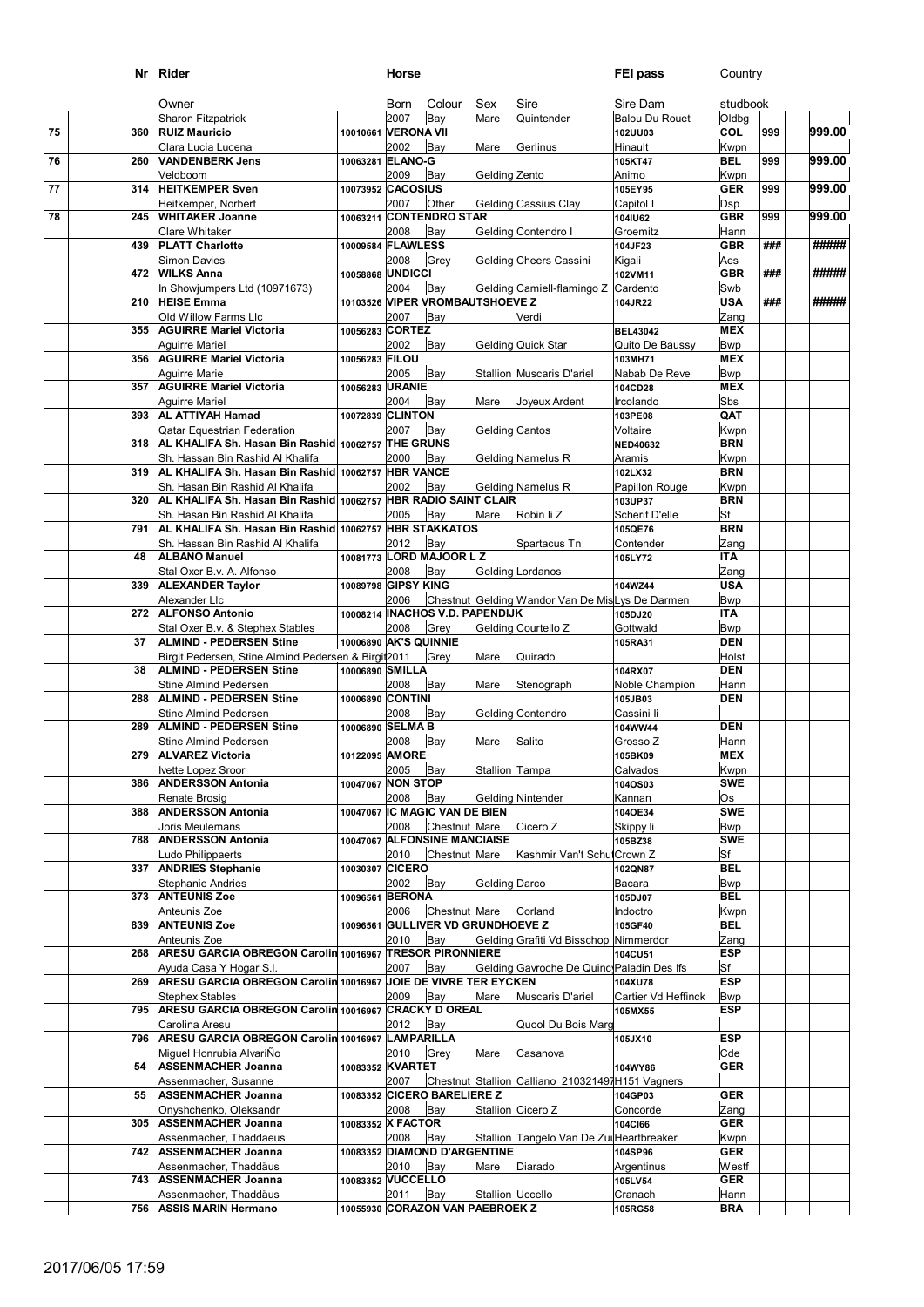| | Nr | Rider | | Horse | | | | FEI pass | Country | | |
|---|---|---|---|---|---|---|---|---|---|---|---|
| | | Owner | | Born | Colour | Sex | Sire | Sire Dam | studbook | | |
| | | Sharon Fitzpatrick | | 2007 | Bay | Mare | Quintender | Balou Du Rouet | Oldbg | | |
| 75 | 360 | **RUIZ Mauricio** | **10010661** | **VERONA VII** | | | | **102UU03** | **COL** | **999** | **999.00** |
| | | Clara Lucia Lucena | | 2002 | Bay | Mare | Gerlinus | Hinault | Kwpn | | |
| 76 | 260 | **VANDENBERK Jens** | **10063281** | **ELANO-G** | | | | **105KT47** | **BEL** | **999** | **999.00** |
| | | Veldboom | | 2009 | Bay | Gelding | Zento | Animo | Kwpn | | |
| 77 | 314 | **HEITKEMPER Sven** | **10073952** | **CACOSIUS** | | | | **105EY95** | **GER** | **999** | **999.00** |
| | | Heitkemper, Norbert | | 2007 | Other | Gelding | Cassius Clay | Capitol I | Dsp | | |
| 78 | 245 | **WHITAKER Joanne** | **10063211** | **CONTENDRO STAR** | | | | **104IU62** | **GBR** | **999** | **999.00** |
| | | Clare Whitaker | | 2008 | Bay | Gelding | Contendro I | Groemitz | Hann | | |
| | 439 | **PLATT Charlotte** | **10009584** | **FLAWLESS** | | | | **104JF23** | **GBR** | **###** | **#####** |
| | | Simon Davies | | 2008 | Grey | Gelding | Cheers Cassini | Kigali | Aes | | |
| | 472 | **WILKS Anna** | **10058868** | **UNDICCI** | | | | **102VM11** | **GBR** | **###** | **#####** |
| | | In Showjumpers Ltd (10971673) | | 2004 | Bay | Gelding | Camiell-flamingo Z | Cardento | Swb | | |
| | 210 | **HEISE Emma** | **10103526** | **VIPER VROMBAUTSHOEVE Z** | | | | **104JR22** | **USA** | **###** | **#####** |
| | | Old Willow Farms Llc | | 2007 | Bay | | Verdi | | Zang | | |
| | 355 | **AGUIRRE Mariel Victoria** | **10056283** | **CORTEZ** | | | | **BEL43042** | **MEX** | | |
| | | Aguirre Mariel | | 2002 | Bay | Gelding | Quick Star | Quito De Baussy | Bwp | | |
| | 356 | **AGUIRRE Mariel Victoria** | **10056283** | **FILOU** | | | | **103MH71** | **MEX** | | |
| | | Aguirre Marie | | 2005 | Bay | Stallion | Muscaris D'ariel | Nabab De Reve | Bwp | | |
| | 357 | **AGUIRRE Mariel Victoria** | **10056283** | **URANIE** | | | | **104CD28** | **MEX** | | |
| | | Aguirre Mariel | | 2004 | Bay | Mare | Joyeux Ardent | Ircolando | Sbs | | |
| | 393 | **AL ATTIYAH Hamad** | **10072839** | **CLINTON** | | | | **103PE08** | **QAT** | | |
| | | Qatar Equestrian Federation | | 2007 | Bay | Gelding | Cantos | Voltaire | Kwpn | | |
| | 318 | **AL KHALIFA Sh. Hasan Bin Rashid** | **10062757** | **THE GRUNS** | | | | **NED40632** | **BRN** | | |
| | | Sh. Hassan Bin Rashid Al Khalifa | | 2000 | Bay | Gelding | Namelus R | Aramis | Kwpn | | |
| | 319 | **AL KHALIFA Sh. Hasan Bin Rashid** | **10062757** | **HBR VANCE** | | | | **102LX32** | **BRN** | | |
| | | Sh. Hasan Bin Rashid Al Khalifa | | 2002 | Bay | Gelding | Namelus R | Papillon Rouge | Kwpn | | |
| | 320 | **AL KHALIFA Sh. Hasan Bin Rashid** | **10062757** | **HBR RADIO SAINT CLAIR** | | | | **103UP37** | **BRN** | | |
| | | Sh. Hasan Bin Rashid Al Khalifa | | 2005 | Bay | Mare | Robin Ii Z | Scherif D'elle | Sf | | |
| | 791 | **AL KHALIFA Sh. Hasan Bin Rashid** | **10062757** | **HBR STAKKATOS** | | | | **105QE76** | **BRN** | | |
| | | Sh. Hassan Bin Rashid Al Khalifa | | 2012 | Bay | | Spartacus Tn | Contender | Zang | | |
| | 48 | **ALBANO Manuel** | **10081773** | **LORD MAJOOR L Z** | | | | **105LY72** | **ITA** | | |
| | | Stal Oxer B.v. A. Alfonso | | 2008 | Bay | Gelding | Lordanos | | Zang | | |
| | 339 | **ALEXANDER Taylor** | **10089798** | **GIPSY KING** | | | | **104WZ44** | **USA** | | |
| | | Alexander Llc | | 2006 | Chestnut | Gelding | Wandor Van De Mis | Lys De Darmen | Bwp | | |
| | 272 | **ALFONSO Antonio** | **10008214** | **INACHOS V.D. PAPENDIJK** | | | | **105DJ20** | **ITA** | | |
| | | Stal Oxer B.v. & Stephex Stables | | 2008 | Grey | Gelding | Courtello Z | Gottwald | Bwp | | |
| | 37 | **ALMIND - PEDERSEN Stine** | **10006890** | **AK'S QUINNIE** | | | | **105RA31** | **DEN** | | |
| | | Birgit Pedersen, Stine Almind Pedersen & Birgi | | 2011 | Grey | Mare | Quirado | | Holst | | |
| | 38 | **ALMIND - PEDERSEN Stine** | **10006890** | **SMILLA** | | | | **104RX07** | **DEN** | | |
| | | Stine Almind Pedersen | | 2008 | Bay | Mare | Stenograph | Noble Champion | Hann | | |
| | 288 | **ALMIND - PEDERSEN Stine** | **10006890** | **CONTINI** | | | | **105JB03** | **DEN** | | |
| | | Stine Almind Pedersen | | 2008 | Bay | Gelding | Contendro | Cassini Ii | | | |
| | 289 | **ALMIND - PEDERSEN Stine** | **10006890** | **SELMA B** | | | | **104WW44** | **DEN** | | |
| | | Stine Almind Pedersen | | 2008 | Bay | Mare | Salito | Grosso Z | Hann | | |
| | 279 | **ALVAREZ Victoria** | **10122095** | **AMORE** | | | | **105BK09** | **MEX** | | |
| | | Ivette Lopez Sroor | | 2005 | Bay | Stallion | Tampa | Calvados | Kwpn | | |
| | 386 | **ANDERSSON Antonia** | **10047067** | **NON STOP** | | | | **104OS03** | **SWE** | | |
| | | Renate Brosig | | 2008 | Bay | Gelding | Nintender | Kannan | Os | | |
| | 388 | **ANDERSSON Antonia** | **10047067** | **IC MAGIC VAN DE BIEN** | | | | **104OE34** | **SWE** | | |
| | | Joris Meulemans | | 2008 | Chestnut | Mare | Cicero Z | Skippy Ii | Bwp | | |
| | 788 | **ANDERSSON Antonia** | **10047067** | **ALFONSINE MANCIAISE** | | | | **105BZ38** | **SWE** | | |
| | | Ludo Philippaerts | | 2010 | Chestnut | Mare | Kashmir Van't Schu | Crown Z | Sf | | |
| | 337 | **ANDRIES Stephanie** | **10030307** | **CICERO** | | | | **102QN87** | **BEL** | | |
| | | Stephanie Andries | | 2002 | Bay | Gelding | Darco | Bacara | Bwp | | |
| | 373 | **ANTEUNIS Zoe** | **10096561** | **BERONA** | | | | **105DJ07** | **BEL** | | |
| | | Anteunis Zoe | | 2006 | Chestnut | Mare | Corland | Indoctro | Kwpn | | |
| | 839 | **ANTEUNIS Zoe** | **10096561** | **GULLIVER VD GRUNDHOEVE Z** | | | | **105GF40** | **BEL** | | |
| | | Anteunis Zoe | | 2010 | Bay | Gelding | Grafiti Vd Bisschop | Nimmerdor | Zang | | |
| | 268 | **ARESU GARCIA OBREGON Carolin** | **10016967** | **TRESOR PIRONNIERE** | | | | **104CU51** | **ESP** | | |
| | | Ayuda Casa Y Hogar S.l. | | 2007 | Bay | Gelding | Gavroche De Quinc | Paladin Des Ifs | Sf | | |
| | 269 | **ARESU GARCIA OBREGON Carolin** | **10016967** | **JOIE DE VIVRE TER EYCKEN** | | | | **104XU78** | **ESP** | | |
| | | Stephex Stables | | 2009 | Bay | Mare | Muscaris D'ariel | Cartier Vd Heffinck | Bwp | | |
| | 795 | **ARESU GARCIA OBREGON Carolin** | **10016967** | **CRACKY D OREAL** | | | | **105MX55** | **ESP** | | |
| | | Carolina Aresu | | 2012 | Bay | | Quool Du Bois Marg | | | | |
| | 796 | **ARESU GARCIA OBREGON Carolin** | **10016967** | **LAMPARILLA** | | | | **105JX10** | **ESP** | | |
| | | Miguel Honrubia AlvariÑo | | 2010 | Grey | Mare | Casanova | | Cde | | |
| | 54 | **ASSENMACHER Joanna** | **10083352** | **KVARTET** | | | | **104WY86** | **GER** | | |
| | | Assenmacher, Susanne | | 2007 | Chestnut | Stallion | Calliano 210321497 | H151 Vagners | | | |
| | 55 | **ASSENMACHER Joanna** | **10083352** | **CICERO BARELIERE Z** | | | | **104GP03** | **GER** | | |
| | | Onyshchenko, Oleksandr | | 2008 | Bay | Stallion | Cicero Z | Concorde | Zang | | |
| | 305 | **ASSENMACHER Joanna** | **10083352** | **X FACTOR** | | | | **104CI66** | **GER** | | |
| | | Assenmacher, Thaddaeus | | 2008 | Bay | Stallion | Tangelo Van De Zu | Heartbreaker | Kwpn | | |
| | 742 | **ASSENMACHER Joanna** | **10083352** | **DIAMOND D'ARGENTINE** | | | | **104SP96** | **GER** | | |
| | | Assenmacher, Thaddäus | | 2010 | Bay | Mare | Diarado | Argentinus | Westf | | |
| | 743 | **ASSENMACHER Joanna** | **10083352** | **VUCCELLO** | | | | **105LV54** | **GER** | | |
| | | Assenmacher, Thaddäus | | 2011 | Bay | Stallion | Uccello | Cranach | Hann | | |
| | 756 | **ASSIS MARIN Hermano** | **10055930** | **CORAZON VAN PAEBROEK Z** | | | | **105RG58** | **BRA** | | |

2017/06/05 17:59